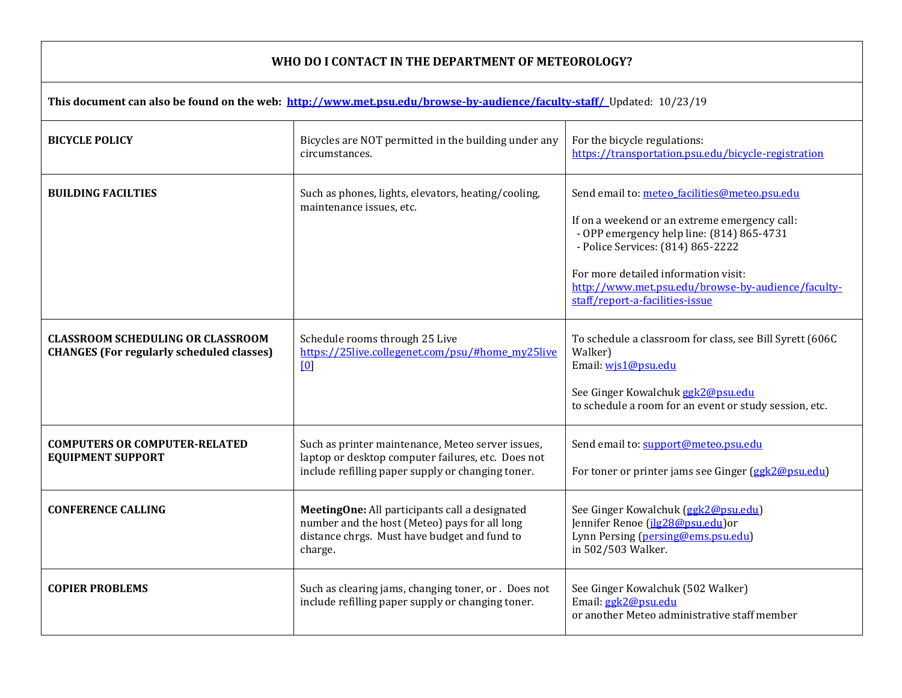# WHO DO I CONTACT IN THE DEPARTMENT OF METEOROLOGY?

**This document can also be found on the web: [http://www.met.psu.edu/browse-by-audience/faculty-staff/](http://www.met.psu.edu/browse-by-audience/faculty-staff/)** Updated: 10/23/19

| | | |
|---|---|---|
| **BICYCLE POLICY** | Bicycles are NOT permitted in the building under any circumstances. | For the bicycle regulations: https://transportation.psu.edu/bicycle-registration |
| **BUILDING FACILTIES** | Such as phones, lights, elevators, heating/cooling, maintenance issues, etc. | Send email to: meteo_facilities@meteo.psu.edu<br><br>If on a weekend or an extreme emergency call:<br>- OPP emergency help line: (814) 865-4731<br>- Police Services: (814) 865-2222<br><br>For more detailed information visit: http://www.met.psu.edu/browse-by-audience/faculty-staff/report-a-facilities-issue |
| **CLASSROOM SCHEDULING OR CLASSROOM CHANGES (For regularly scheduled classes)** | Schedule rooms through 25 Live https://25live.collegenet.com/psu/#home_my25live[0] | To schedule a classroom for class, see Bill Syrett (606C Walker)<br>Email: wjs1@psu.edu<br><br>See Ginger Kowalchuk ggk2@psu.edu to schedule a room for an event or study session, etc. |
| **COMPUTERS OR COMPUTER-RELATED EQUIPMENT SUPPORT** | Such as printer maintenance, Meteo server issues, laptop or desktop computer failures, etc. Does not include refilling paper supply or changing toner. | Send email to: support@meteo.psu.edu<br><br>For toner or printer jams see Ginger (ggk2@psu.edu) |
| **CONFERENCE CALLING** | **MeetingOne:** All participants call a designated number and the host (Meteo) pays for all long distance chrgs. Must have budget and fund to charge. | See Ginger Kowalchuk (ggk2@psu.edu)<br>Jennifer Renoe (jlg28@psu.edu)or<br>Lynn Persing (persing@ems.psu.edu)<br>in 502/503 Walker. |
| **COPIER PROBLEMS** | Such as clearing jams, changing toner, or . Does not include refilling paper supply or changing toner. | See Ginger Kowalchuk (502 Walker)<br>Email: ggk2@psu.edu<br>or another Meteo administrative staff member |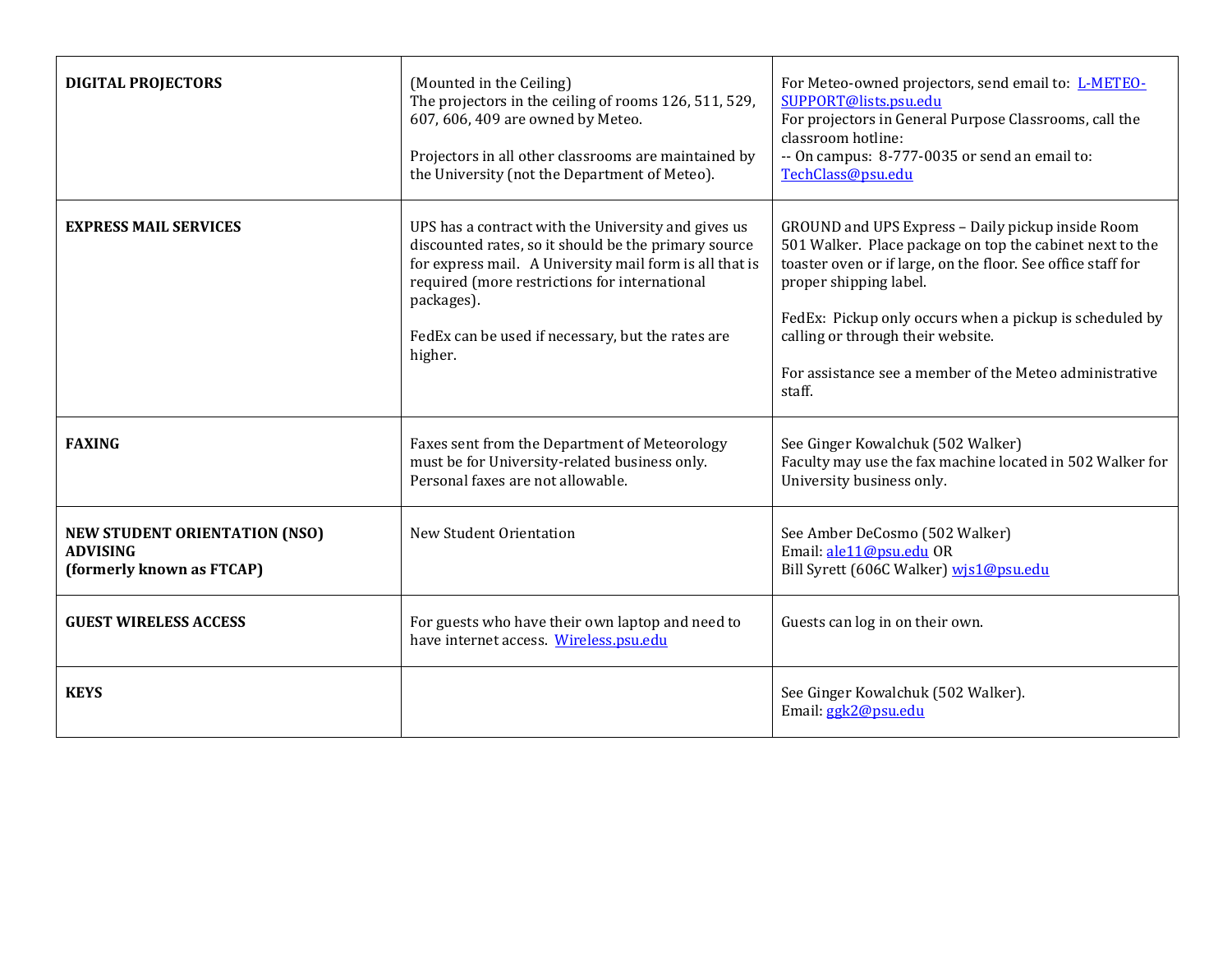| | | |
|---|---|---|
| **DIGITAL PROJECTORS** | (Mounted in the Ceiling)<br>The projectors in the ceiling of rooms 126, 511, 529, 607, 606, 409 are owned by Meteo.<br><br>Projectors in all other classrooms are maintained by the University (not the Department of Meteo). | For Meteo-owned projectors, send email to: L-METEO-SUPPORT@lists.psu.edu<br>For projectors in General Purpose Classrooms, call the classroom hotline:<br>-- On campus: 8-777-0035 or send an email to: TechClass@psu.edu |
| **EXPRESS MAIL SERVICES** | UPS has a contract with the University and gives us discounted rates, so it should be the primary source for express mail. A University mail form is all that is required (more restrictions for international packages).<br><br>FedEx can be used if necessary, but the rates are higher. | GROUND and UPS Express – Daily pickup inside Room 501 Walker. Place package on top the cabinet next to the toaster oven or if large, on the floor. See office staff for proper shipping label.<br><br>FedEx: Pickup only occurs when a pickup is scheduled by calling or through their website.<br><br>For assistance see a member of the Meteo administrative staff. |
| **FAXING** | Faxes sent from the Department of Meteorology must be for University-related business only. Personal faxes are not allowable. | See Ginger Kowalchuk (502 Walker)<br>Faculty may use the fax machine located in 502 Walker for University business only. |
| **NEW STUDENT ORIENTATION (NSO) ADVISING (formerly known as FTCAP)** | New Student Orientation | See Amber DeCosmo (502 Walker)<br>Email: ale11@psu.edu OR<br>Bill Syrett (606C Walker) wjs1@psu.edu |
| **GUEST WIRELESS ACCESS** | For guests who have their own laptop and need to have internet access. Wireless.psu.edu | Guests can log in on their own. |
| **KEYS** | | See Ginger Kowalchuk (502 Walker).<br>Email: ggk2@psu.edu |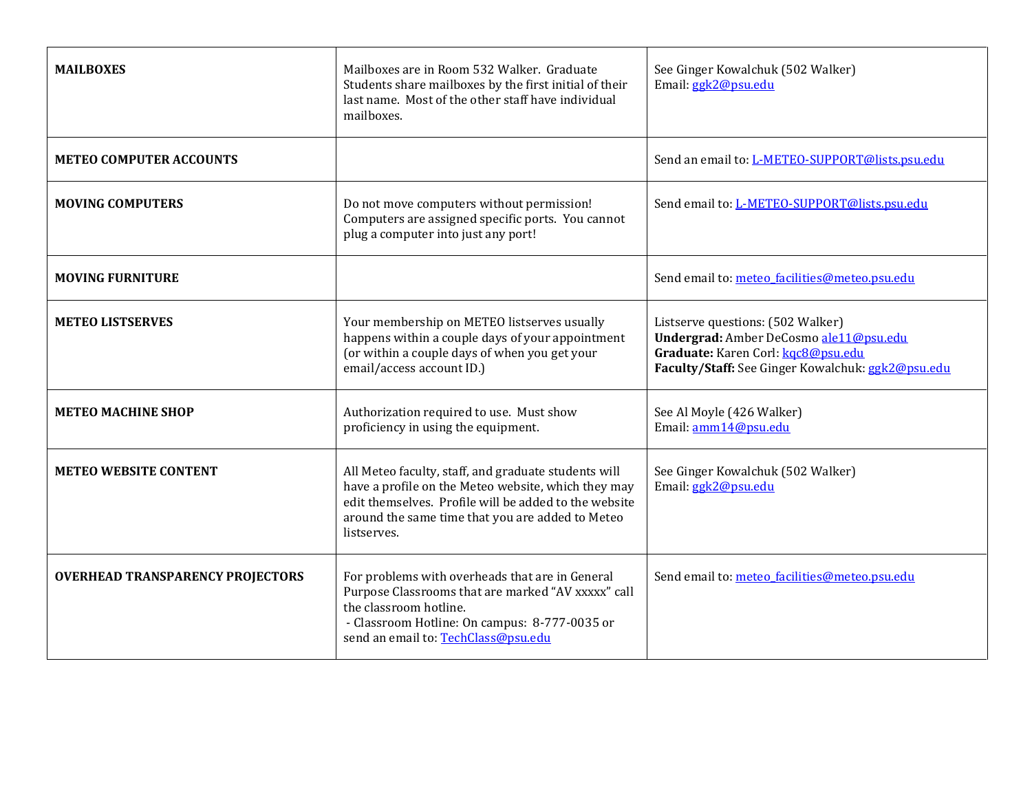| | | |
|---|---|---|
| **MAILBOXES** | Mailboxes are in Room 532 Walker. Graduate Students share mailboxes by the first initial of their last name. Most of the other staff have individual mailboxes. | See Ginger Kowalchuk (502 Walker)<br>Email: ggk2@psu.edu |
| **METEO COMPUTER ACCOUNTS** | | Send an email to: L-METEO-SUPPORT@lists.psu.edu |
| **MOVING COMPUTERS** | Do not move computers without permission! Computers are assigned specific ports. You cannot plug a computer into just any port! | Send email to: L-METEO-SUPPORT@lists.psu.edu |
| **MOVING FURNITURE** | | Send email to: meteo_facilities@meteo.psu.edu |
| **METEO LISTSERVES** | Your membership on METEO listserves usually happens within a couple days of your appointment (or within a couple days of when you get your email/access account ID.) | Listserve questions: (502 Walker)<br>**Undergrad:** Amber DeCosmo ale11@psu.edu<br>**Graduate:** Karen Corl: kqc8@psu.edu<br>**Faculty/Staff:** See Ginger Kowalchuk: ggk2@psu.edu |
| **METEO MACHINE SHOP** | Authorization required to use. Must show proficiency in using the equipment. | See Al Moyle (426 Walker)<br>Email: amm14@psu.edu |
| **METEO WEBSITE CONTENT** | All Meteo faculty, staff, and graduate students will have a profile on the Meteo website, which they may edit themselves. Profile will be added to the website around the same time that you are added to Meteo listserves. | See Ginger Kowalchuk (502 Walker)<br>Email: ggk2@psu.edu |
| **OVERHEAD TRANSPARENCY PROJECTORS** | For problems with overheads that are in General Purpose Classrooms that are marked "AV xxxxx" call the classroom hotline.<br>- Classroom Hotline: On campus: 8-777-0035 or send an email to: TechClass@psu.edu | Send email to: meteo_facilities@meteo.psu.edu |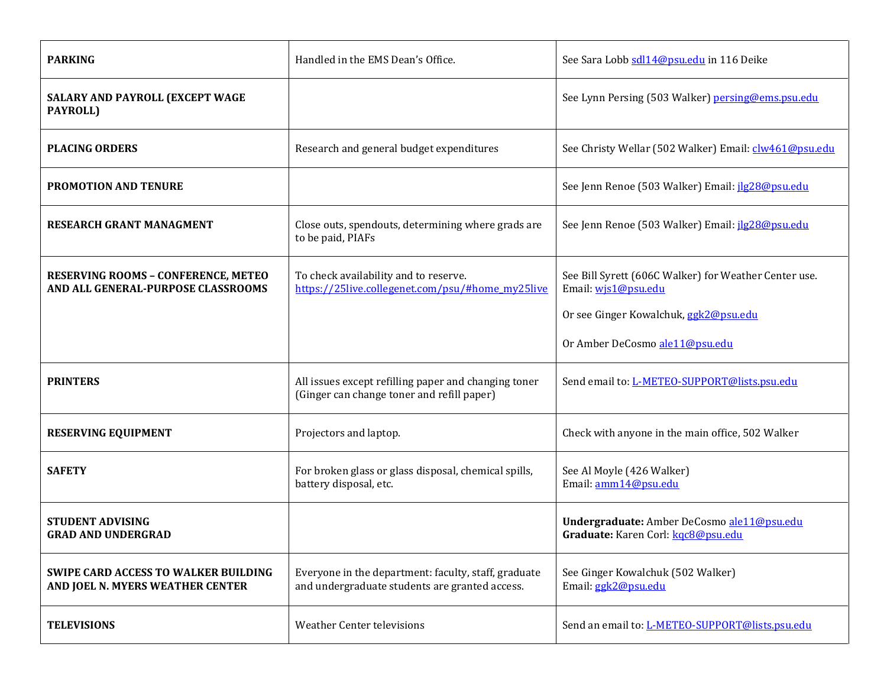| | | |
|---|---|---|
| **PARKING** | Handled in the EMS Dean's Office. | See Sara Lobb sdl14@psu.edu in 116 Deike |
| **SALARY AND PAYROLL (EXCEPT WAGE PAYROLL)** | | See Lynn Persing (503 Walker) persing@ems.psu.edu |
| **PLACING ORDERS** | Research and general budget expenditures | See Christy Wellar (502 Walker) Email: clw461@psu.edu |
| **PROMOTION AND TENURE** | | See Jenn Renoe (503 Walker) Email: jlg28@psu.edu |
| **RESEARCH GRANT MANAGMENT** | Close outs, spendouts, determining where grads are to be paid, PIAFs | See Jenn Renoe (503 Walker) Email: jlg28@psu.edu |
| **RESERVING ROOMS – CONFERENCE, METEO AND ALL GENERAL-PURPOSE CLASSROOMS** | To check availability and to reserve. https://25live.collegenet.com/psu/#home_my25live | See Bill Syrett (606C Walker) for Weather Center use. Email: wjs1@psu.edu<br><br>Or see Ginger Kowalchuk, ggk2@psu.edu<br><br>Or Amber DeCosmo ale11@psu.edu |
| **PRINTERS** | All issues except refilling paper and changing toner (Ginger can change toner and refill paper) | Send email to: L-METEO-SUPPORT@lists.psu.edu |
| **RESERVING EQUIPMENT** | Projectors and laptop. | Check with anyone in the main office, 502 Walker |
| **SAFETY** | For broken glass or glass disposal, chemical spills, battery disposal, etc. | See Al Moyle (426 Walker)<br>Email: amm14@psu.edu |
| **STUDENT ADVISING**<br>**GRAD AND UNDERGRAD** | | **Undergraduate:** Amber DeCosmo ale11@psu.edu<br>**Graduate:** Karen Corl: kqc8@psu.edu |
| **SWIPE CARD ACCESS TO WALKER BUILDING AND JOEL N. MYERS WEATHER CENTER** | Everyone in the department: faculty, staff, graduate and undergraduate students are granted access. | See Ginger Kowalchuk (502 Walker)<br>Email: ggk2@psu.edu |
| **TELEVISIONS** | Weather Center televisions | Send an email to: L-METEO-SUPPORT@lists.psu.edu |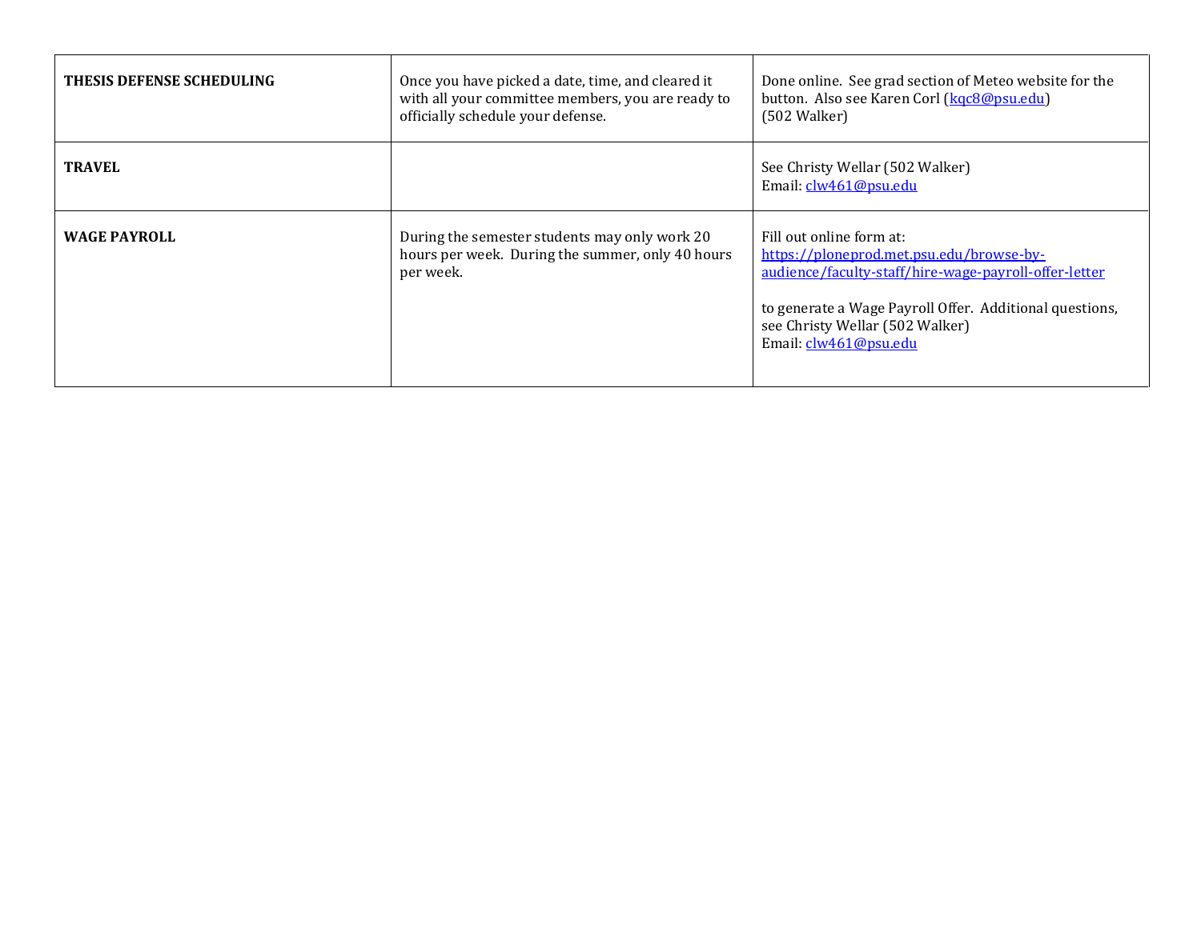| | | |
|---|---|---|
| **THESIS DEFENSE SCHEDULING** | Once you have picked a date, time, and cleared it with all your committee members, you are ready to officially schedule your defense. | Done online. See grad section of Meteo website for the button. Also see Karen Corl (kqc8@psu.edu) (502 Walker) |
| **TRAVEL** | | See Christy Wellar (502 Walker) Email: clw461@psu.edu |
| **WAGE PAYROLL** | During the semester students may only work 20 hours per week. During the summer, only 40 hours per week. | Fill out online form at: https://ploneprod.met.psu.edu/browse-by-audience/faculty-staff/hire-wage-payroll-offer-letter<br><br>to generate a Wage Payroll Offer. Additional questions, see Christy Wellar (502 Walker) Email: clw461@psu.edu |